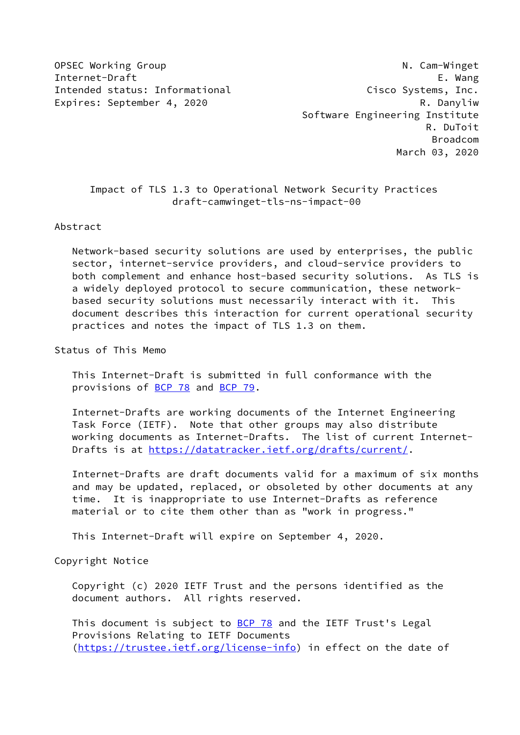OPSEC Working Group N. Cam-Winget
Internet-Draft E. Wang
Intended status: Informational Cisco Systems, Inc.
Expires: September 4, 2020 R. Danyliw
Software Engineering Institute
R. DuToit
Broadcom
March 03, 2020

# Impact of TLS 1.3 to Operational Network Security Practices
draft-camwinget-tls-ns-impact-00

## Abstract

Network-based security solutions are used by enterprises, the public sector, internet-service providers, and cloud-service providers to both complement and enhance host-based security solutions. As TLS is a widely deployed protocol to secure communication, these network-based security solutions must necessarily interact with it. This document describes this interaction for current operational security practices and notes the impact of TLS 1.3 on them.

## Status of This Memo

This Internet-Draft is submitted in full conformance with the provisions of BCP 78 and BCP 79.

Internet-Drafts are working documents of the Internet Engineering Task Force (IETF). Note that other groups may also distribute working documents as Internet-Drafts. The list of current Internet-Drafts is at https://datatracker.ietf.org/drafts/current/.

Internet-Drafts are draft documents valid for a maximum of six months and may be updated, replaced, or obsoleted by other documents at any time. It is inappropriate to use Internet-Drafts as reference material or to cite them other than as "work in progress."

This Internet-Draft will expire on September 4, 2020.

## Copyright Notice

Copyright (c) 2020 IETF Trust and the persons identified as the document authors. All rights reserved.

This document is subject to BCP 78 and the IETF Trust's Legal Provisions Relating to IETF Documents (https://trustee.ietf.org/license-info) in effect on the date of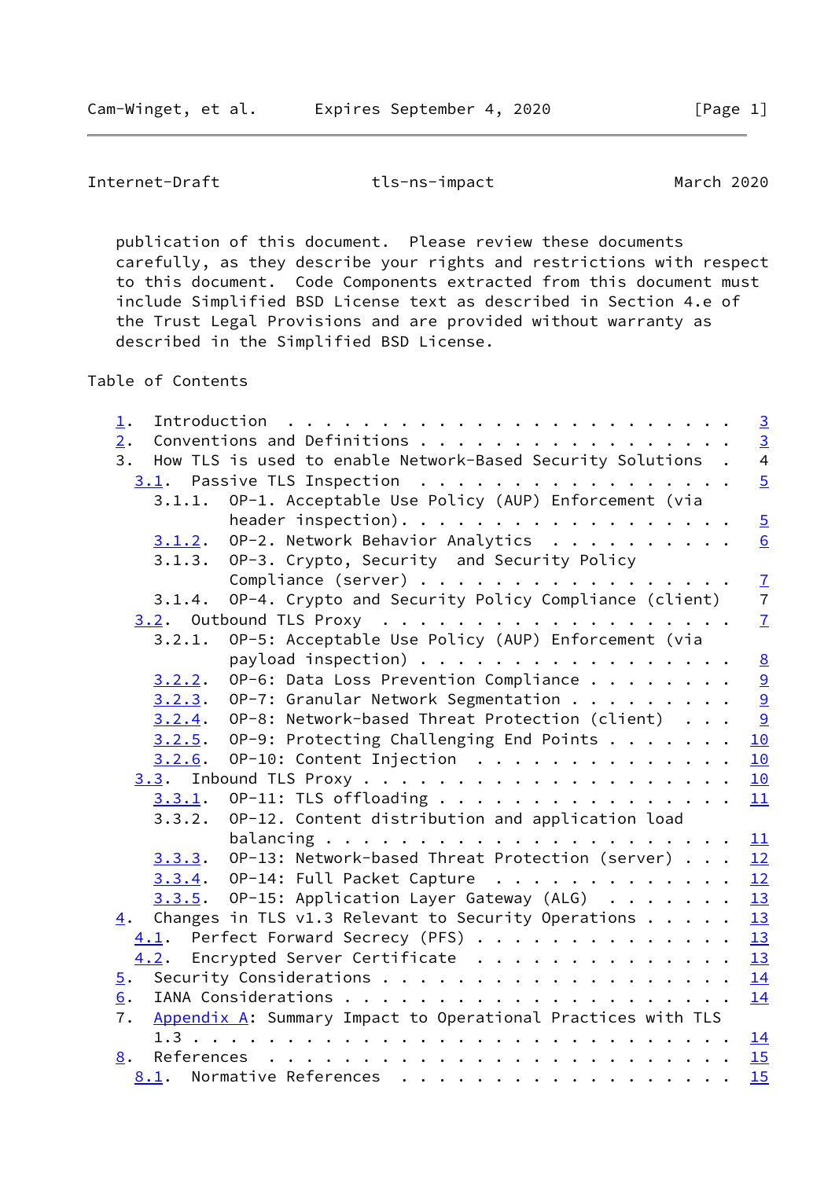publication of this document. Please review these documents carefully, as they describe your rights and restrictions with respect to this document. Code Components extracted from this document must include Simplified BSD License text as described in Section 4.e of the Trust Legal Provisions and are provided without warranty as described in the Simplified BSD License.

Table of Contents

```
   1.  Introduction  . . . . . . . . . . . . . . . . . . . . . . . .   3
   2.  Conventions and Definitions . . . . . . . . . . . . . . . . .   3
   3.  How TLS is used to enable Network-Based Security Solutions  .   4
     3.1.  Passive TLS Inspection  . . . . . . . . . . . . . . . . .   5
       3.1.1.  OP-1. Acceptable Use Policy (AUP) Enforcement (via
               header inspection). . . . . . . . . . . . . . . . . .   5
       3.1.2.  OP-2. Network Behavior Analytics  . . . . . . . . . .   6
       3.1.3.  OP-3. Crypto, Security  and Security Policy
               Compliance (server) . . . . . . . . . . . . . . . . .   7
       3.1.4.  OP-4. Crypto and Security Policy Compliance (client)    7
     3.2.  Outbound TLS Proxy  . . . . . . . . . . . . . . . . . . .   7
       3.2.1.  OP-5: Acceptable Use Policy (AUP) Enforcement (via
               payload inspection) . . . . . . . . . . . . . . . . .   8
       3.2.2.  OP-6: Data Loss Prevention Compliance . . . . . . . .   9
       3.2.3.  OP-7: Granular Network Segmentation . . . . . . . . .   9
       3.2.4.  OP-8: Network-based Threat Protection (client)  . . .   9
       3.2.5.  OP-9: Protecting Challenging End Points . . . . . . .  10
       3.2.6.  OP-10: Content Injection  . . . . . . . . . . . . . .  10
     3.3.  Inbound TLS Proxy . . . . . . . . . . . . . . . . . . . .  10
       3.3.1.  OP-11: TLS offloading . . . . . . . . . . . . . . . .  11
       3.3.2.  OP-12. Content distribution and application load
               balancing . . . . . . . . . . . . . . . . . . . . . .  11
       3.3.3.  OP-13: Network-based Threat Protection (server) . . .  12
       3.3.4.  OP-14: Full Packet Capture  . . . . . . . . . . . . .  12
       3.3.5.  OP-15: Application Layer Gateway (ALG)  . . . . . . .  13
   4.  Changes in TLS v1.3 Relevant to Security Operations . . . . .  13
     4.1.  Perfect Forward Secrecy (PFS) . . . . . . . . . . . . . .  13
     4.2.  Encrypted Server Certificate  . . . . . . . . . . . . . .  13
   5.  Security Considerations . . . . . . . . . . . . . . . . . . .  14
   6.  IANA Considerations . . . . . . . . . . . . . . . . . . . . .  14
   7.  Appendix A: Summary Impact to Operational Practices with TLS
       1.3 . . . . . . . . . . . . . . . . . . . . . . . . . . . . .  14
   8.  References  . . . . . . . . . . . . . . . . . . . . . . . . .  15
     8.1.  Normative References  . . . . . . . . . . . . . . . . . .  15
```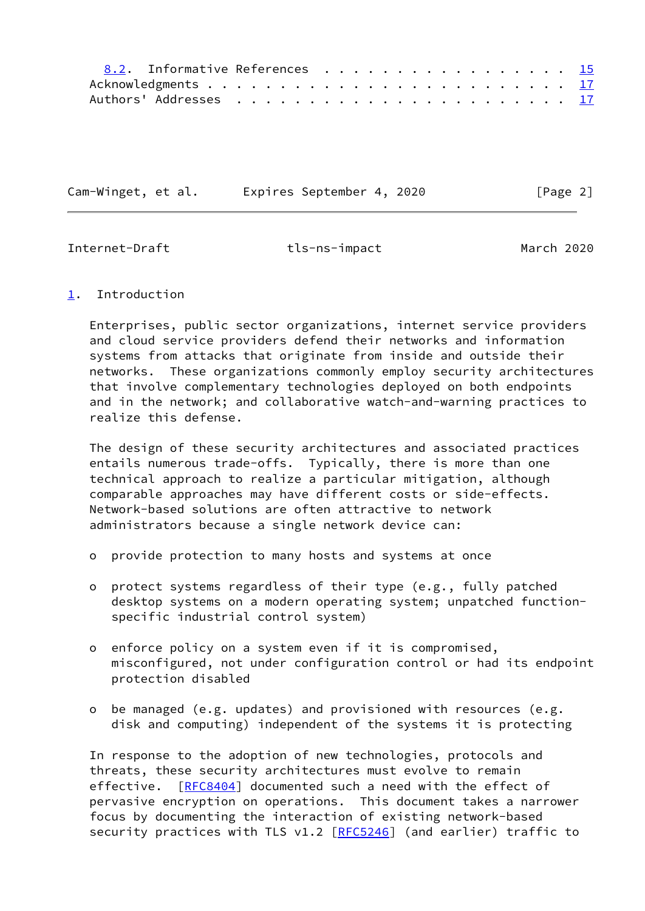8.2. Informative References . . . . . . . . . . . . . . . . . . 15
Acknowledgments . . . . . . . . . . . . . . . . . . . . . . . . 17
Authors' Addresses . . . . . . . . . . . . . . . . . . . . . . . 17

## 1. Introduction

Enterprises, public sector organizations, internet service providers and cloud service providers defend their networks and information systems from attacks that originate from inside and outside their networks. These organizations commonly employ security architectures that involve complementary technologies deployed on both endpoints and in the network; and collaborative watch-and-warning practices to realize this defense.

The design of these security architectures and associated practices entails numerous trade-offs. Typically, there is more than one technical approach to realize a particular mitigation, although comparable approaches may have different costs or side-effects. Network-based solutions are often attractive to network administrators because a single network device can:

- provide protection to many hosts and systems at once
- protect systems regardless of their type (e.g., fully patched desktop systems on a modern operating system; unpatched function-specific industrial control system)
- enforce policy on a system even if it is compromised, misconfigured, not under configuration control or had its endpoint protection disabled
- be managed (e.g. updates) and provisioned with resources (e.g. disk and computing) independent of the systems it is protecting

In response to the adoption of new technologies, protocols and threats, these security architectures must evolve to remain effective. [RFC8404] documented such a need with the effect of pervasive encryption on operations. This document takes a narrower focus by documenting the interaction of existing network-based security practices with TLS v1.2 [RFC5246] (and earlier) traffic to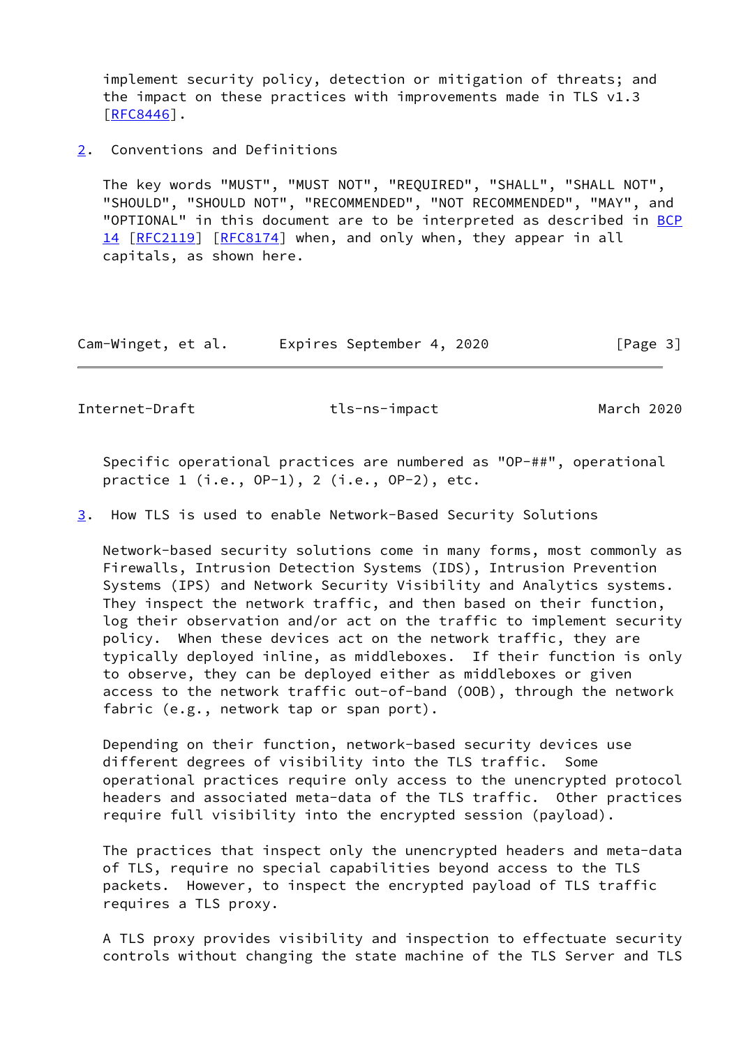implement security policy, detection or mitigation of threats; and the impact on these practices with improvements made in TLS v1.3 [RFC8446].

## 2. Conventions and Definitions

The key words "MUST", "MUST NOT", "REQUIRED", "SHALL", "SHALL NOT", "SHOULD", "SHOULD NOT", "RECOMMENDED", "NOT RECOMMENDED", "MAY", and "OPTIONAL" in this document are to be interpreted as described in BCP 14 [RFC2119] [RFC8174] when, and only when, they appear in all capitals, as shown here.

Specific operational practices are numbered as "OP-##", operational practice 1 (i.e., OP-1), 2 (i.e., OP-2), etc.

## 3. How TLS is used to enable Network-Based Security Solutions

Network-based security solutions come in many forms, most commonly as Firewalls, Intrusion Detection Systems (IDS), Intrusion Prevention Systems (IPS) and Network Security Visibility and Analytics systems. They inspect the network traffic, and then based on their function, log their observation and/or act on the traffic to implement security policy. When these devices act on the network traffic, they are typically deployed inline, as middleboxes. If their function is only to observe, they can be deployed either as middleboxes or given access to the network traffic out-of-band (OOB), through the network fabric (e.g., network tap or span port).

Depending on their function, network-based security devices use different degrees of visibility into the TLS traffic. Some operational practices require only access to the unencrypted protocol headers and associated meta-data of the TLS traffic. Other practices require full visibility into the encrypted session (payload).

The practices that inspect only the unencrypted headers and meta-data of TLS, require no special capabilities beyond access to the TLS packets. However, to inspect the encrypted payload of TLS traffic requires a TLS proxy.

A TLS proxy provides visibility and inspection to effectuate security controls without changing the state machine of the TLS Server and TLS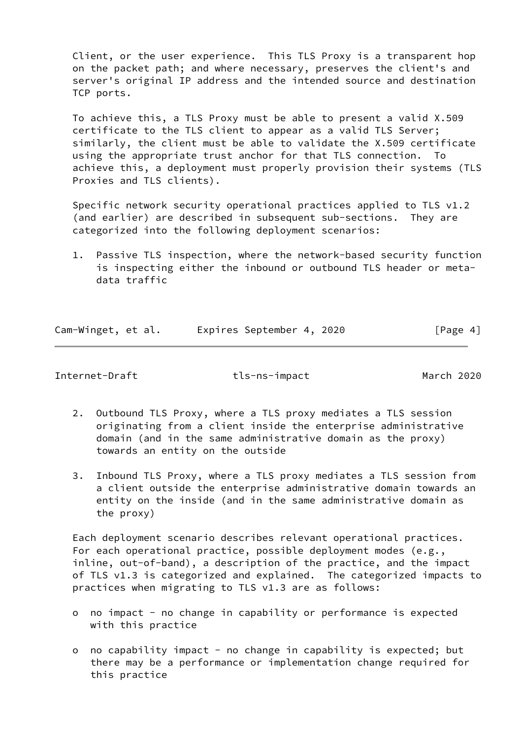Client, or the user experience. This TLS Proxy is a transparent hop on the packet path; and where necessary, preserves the client's and server's original IP address and the intended source and destination TCP ports.

To achieve this, a TLS Proxy must be able to present a valid X.509 certificate to the TLS client to appear as a valid TLS Server; similarly, the client must be able to validate the X.509 certificate using the appropriate trust anchor for that TLS connection. To achieve this, a deployment must properly provision their systems (TLS Proxies and TLS clients).

Specific network security operational practices applied to TLS v1.2 (and earlier) are described in subsequent sub-sections. They are categorized into the following deployment scenarios:

1. Passive TLS inspection, where the network-based security function is inspecting either the inbound or outbound TLS header or meta-data traffic

2. Outbound TLS Proxy, where a TLS proxy mediates a TLS session originating from a client inside the enterprise administrative domain (and in the same administrative domain as the proxy) towards an entity on the outside

3. Inbound TLS Proxy, where a TLS proxy mediates a TLS session from a client outside the enterprise administrative domain towards an entity on the inside (and in the same administrative domain as the proxy)

Each deployment scenario describes relevant operational practices. For each operational practice, possible deployment modes (e.g., inline, out-of-band), a description of the practice, and the impact of TLS v1.3 is categorized and explained. The categorized impacts to practices when migrating to TLS v1.3 are as follows:

- no impact - no change in capability or performance is expected with this practice

- no capability impact - no change in capability is expected; but there may be a performance or implementation change required for this practice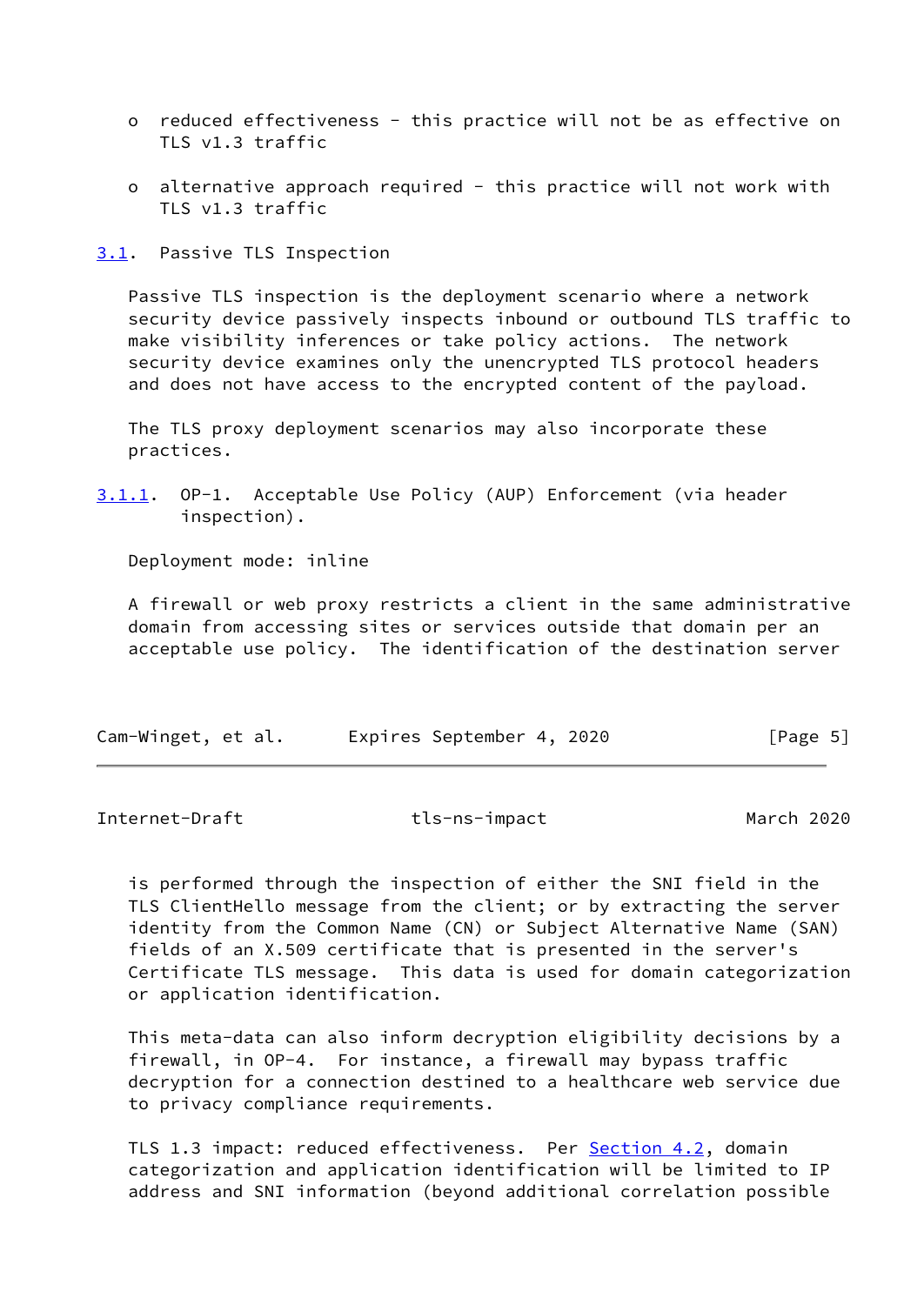- reduced effectiveness - this practice will not be as effective on TLS v1.3 traffic

- alternative approach required - this practice will not work with TLS v1.3 traffic

## 3.1. Passive TLS Inspection

Passive TLS inspection is the deployment scenario where a network security device passively inspects inbound or outbound TLS traffic to make visibility inferences or take policy actions. The network security device examines only the unencrypted TLS protocol headers and does not have access to the encrypted content of the payload.

The TLS proxy deployment scenarios may also incorporate these practices.

### 3.1.1. OP-1. Acceptable Use Policy (AUP) Enforcement (via header inspection).

Deployment mode: inline

A firewall or web proxy restricts a client in the same administrative domain from accessing sites or services outside that domain per an acceptable use policy. The identification of the destination server is performed through the inspection of either the SNI field in the TLS ClientHello message from the client; or by extracting the server identity from the Common Name (CN) or Subject Alternative Name (SAN) fields of an X.509 certificate that is presented in the server's Certificate TLS message. This data is used for domain categorization or application identification.

This meta-data can also inform decryption eligibility decisions by a firewall, in OP-4. For instance, a firewall may bypass traffic decryption for a connection destined to a healthcare web service due to privacy compliance requirements.

TLS 1.3 impact: reduced effectiveness. Per Section 4.2, domain categorization and application identification will be limited to IP address and SNI information (beyond additional correlation possible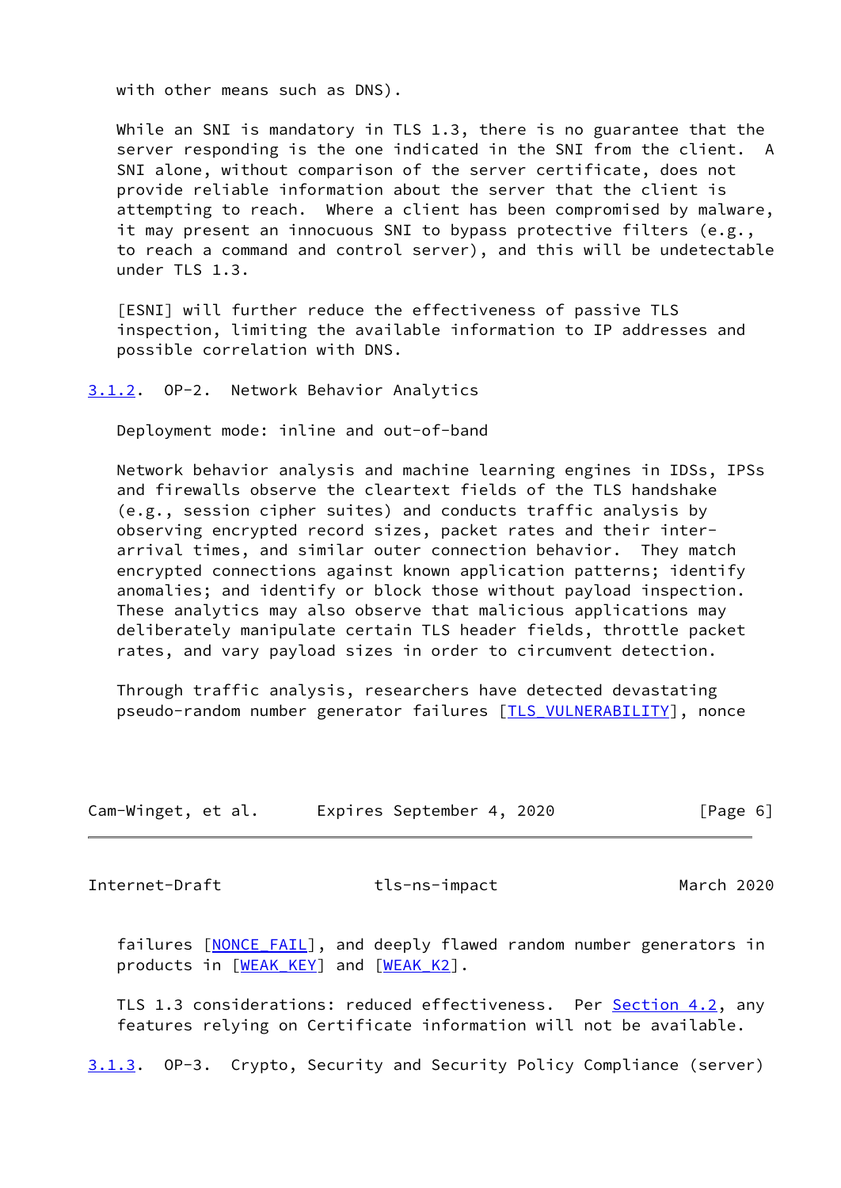with other means such as DNS).

While an SNI is mandatory in TLS 1.3, there is no guarantee that the server responding is the one indicated in the SNI from the client. A SNI alone, without comparison of the server certificate, does not provide reliable information about the server that the client is attempting to reach. Where a client has been compromised by malware, it may present an innocuous SNI to bypass protective filters (e.g., to reach a command and control server), and this will be undetectable under TLS 1.3.

[ESNI] will further reduce the effectiveness of passive TLS inspection, limiting the available information to IP addresses and possible correlation with DNS.

### 3.1.2. OP-2. Network Behavior Analytics

Deployment mode: inline and out-of-band

Network behavior analysis and machine learning engines in IDSs, IPSs and firewalls observe the cleartext fields of the TLS handshake (e.g., session cipher suites) and conducts traffic analysis by observing encrypted record sizes, packet rates and their inter-arrival times, and similar outer connection behavior. They match encrypted connections against known application patterns; identify anomalies; and identify or block those without payload inspection. These analytics may also observe that malicious applications may deliberately manipulate certain TLS header fields, throttle packet rates, and vary payload sizes in order to circumvent detection.

Through traffic analysis, researchers have detected devastating pseudo-random number generator failures [TLS_VULNERABILITY], nonce failures [NONCE_FAIL], and deeply flawed random number generators in products in [WEAK_KEY] and [WEAK_K2].

TLS 1.3 considerations: reduced effectiveness. Per Section 4.2, any features relying on Certificate information will not be available.

### 3.1.3. OP-3. Crypto, Security and Security Policy Compliance (server)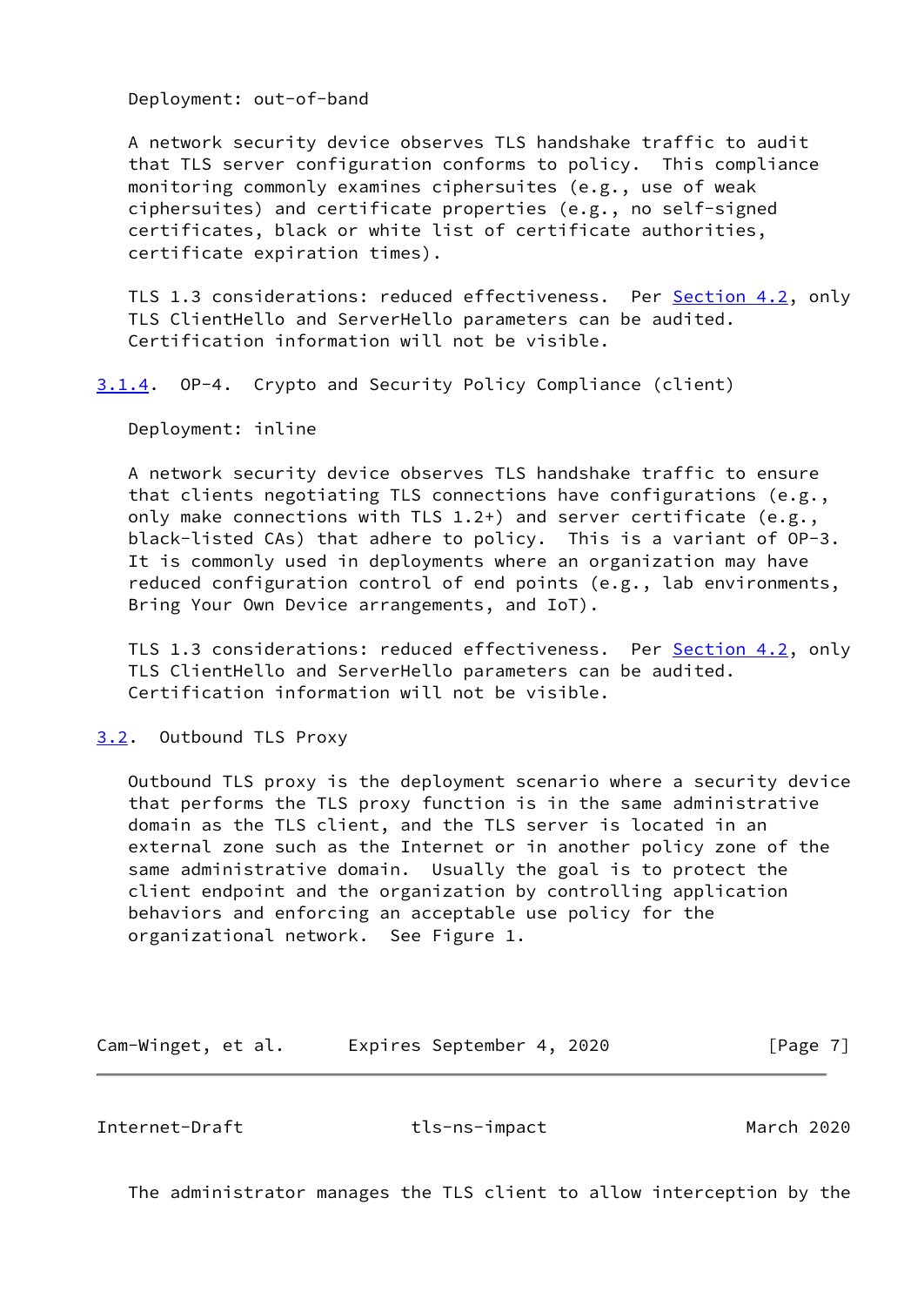Deployment: out-of-band

A network security device observes TLS handshake traffic to audit that TLS server configuration conforms to policy. This compliance monitoring commonly examines ciphersuites (e.g., use of weak ciphersuites) and certificate properties (e.g., no self-signed certificates, black or white list of certificate authorities, certificate expiration times).

TLS 1.3 considerations: reduced effectiveness. Per Section 4.2, only TLS ClientHello and ServerHello parameters can be audited. Certification information will not be visible.

### 3.1.4. OP-4. Crypto and Security Policy Compliance (client)

Deployment: inline

A network security device observes TLS handshake traffic to ensure that clients negotiating TLS connections have configurations (e.g., only make connections with TLS 1.2+) and server certificate (e.g., black-listed CAs) that adhere to policy. This is a variant of OP-3. It is commonly used in deployments where an organization may have reduced configuration control of end points (e.g., lab environments, Bring Your Own Device arrangements, and IoT).

TLS 1.3 considerations: reduced effectiveness. Per Section 4.2, only TLS ClientHello and ServerHello parameters can be audited. Certification information will not be visible.

## 3.2. Outbound TLS Proxy

Outbound TLS proxy is the deployment scenario where a security device that performs the TLS proxy function is in the same administrative domain as the TLS client, and the TLS server is located in an external zone such as the Internet or in another policy zone of the same administrative domain. Usually the goal is to protect the client endpoint and the organization by controlling application behaviors and enforcing an acceptable use policy for the organizational network. See Figure 1.

The administrator manages the TLS client to allow interception by the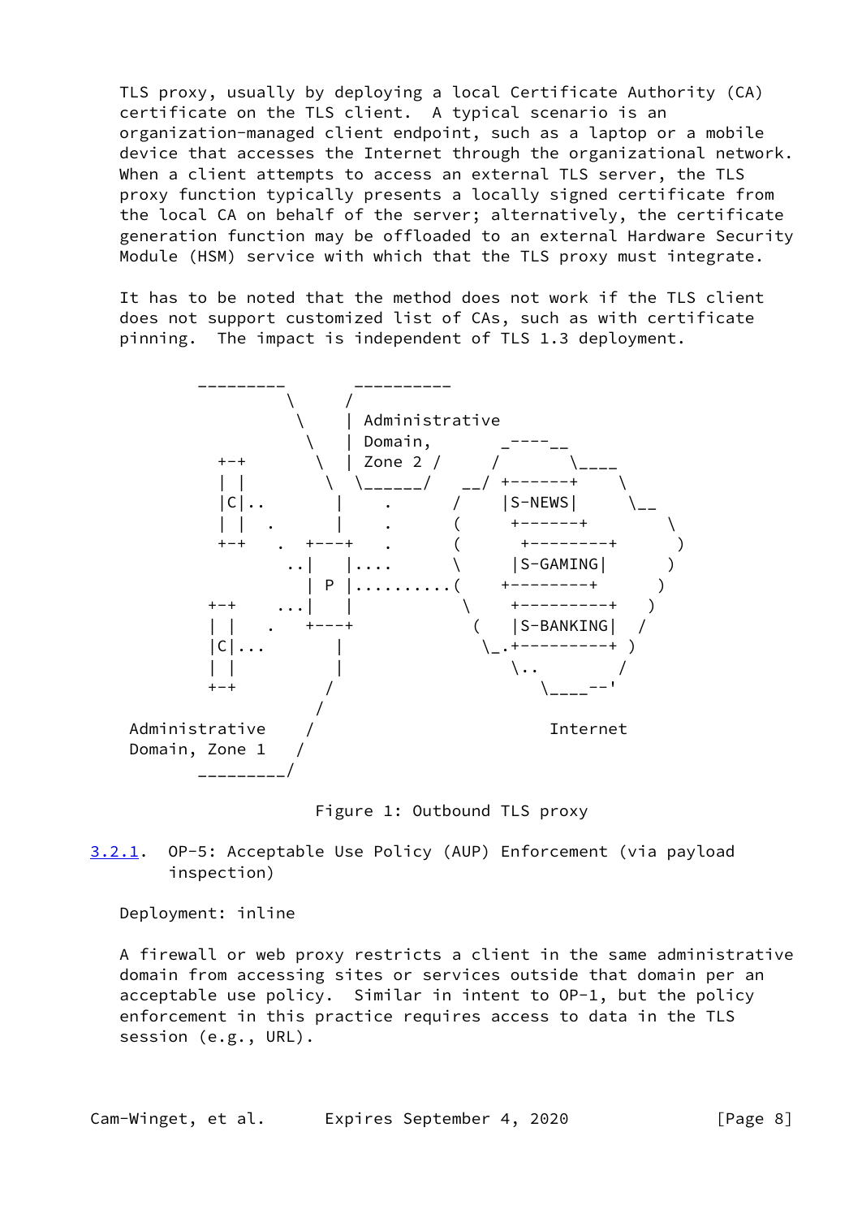TLS proxy, usually by deploying a local Certificate Authority (CA) certificate on the TLS client. A typical scenario is an organization-managed client endpoint, such as a laptop or a mobile device that accesses the Internet through the organizational network. When a client attempts to access an external TLS server, the TLS proxy function typically presents a locally signed certificate from the local CA on behalf of the server; alternatively, the certificate generation function may be offloaded to an external Hardware Security Module (HSM) service with which that the TLS proxy must integrate.

It has to be noted that the method does not work if the TLS client does not support customized list of CAs, such as with certificate pinning. The impact is independent of TLS 1.3 deployment.

```
        _________       __________
                 \     /
                  \    | Administrative
                   \   | Domain,       _----__
          +-+       \  | Zone 2 /     /       \____
          | |        \  \______/   __/ +------+    \
          |C|..       |     .     /    |S-NEWS|     \__
          | |  .      |     .    (     +------+        \
          +-+   .  +---+    .    (      +--------+      )
                 ..|   |....     \     |S-GAMING|      )
                   | P |.........(    +--------+      )
         +-+    ...|   |          \     +---------+   )
         | |   .   +---+           (    |S-BANKING|  /
         |C|...       |             \_.+---------+ )
         | |          |                \..        /
         +-+         /                   \____--'
                    /
  Administrative   /                       Internet
  Domain, Zone 1  /
        _________/
```

Figure 1: Outbound TLS proxy

#### 3.2.1. OP-5: Acceptable Use Policy (AUP) Enforcement (via payload inspection)

Deployment: inline

A firewall or web proxy restricts a client in the same administrative domain from accessing sites or services outside that domain per an acceptable use policy. Similar in intent to OP-1, but the policy enforcement in this practice requires access to data in the TLS session (e.g., URL).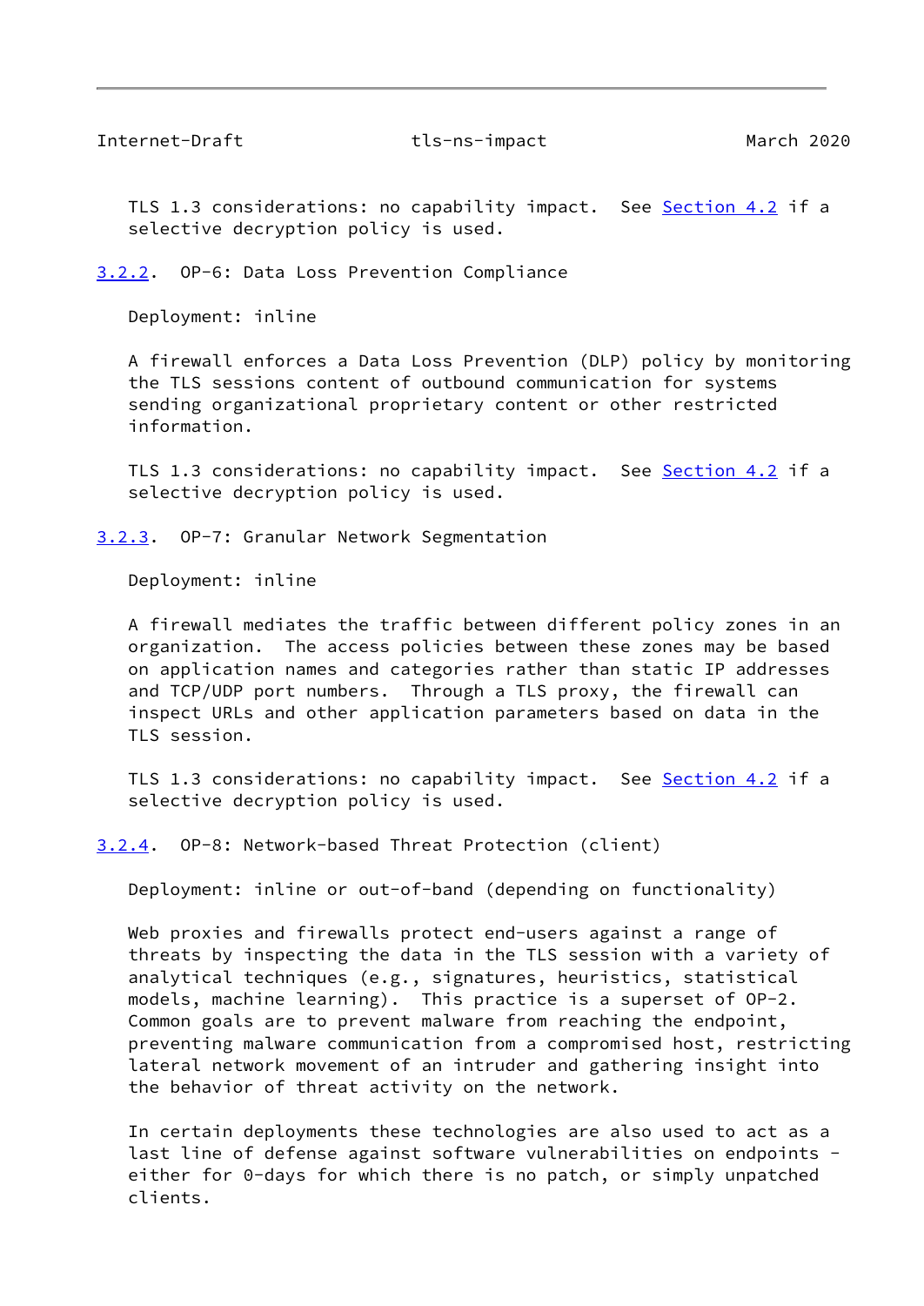TLS 1.3 considerations: no capability impact. See Section 4.2 if a selective decryption policy is used.

### 3.2.2. OP-6: Data Loss Prevention Compliance

Deployment: inline

A firewall enforces a Data Loss Prevention (DLP) policy by monitoring the TLS sessions content of outbound communication for systems sending organizational proprietary content or other restricted information.

TLS 1.3 considerations: no capability impact. See Section 4.2 if a selective decryption policy is used.

### 3.2.3. OP-7: Granular Network Segmentation

Deployment: inline

A firewall mediates the traffic between different policy zones in an organization. The access policies between these zones may be based on application names and categories rather than static IP addresses and TCP/UDP port numbers. Through a TLS proxy, the firewall can inspect URLs and other application parameters based on data in the TLS session.

TLS 1.3 considerations: no capability impact. See Section 4.2 if a selective decryption policy is used.

### 3.2.4. OP-8: Network-based Threat Protection (client)

Deployment: inline or out-of-band (depending on functionality)

Web proxies and firewalls protect end-users against a range of threats by inspecting the data in the TLS session with a variety of analytical techniques (e.g., signatures, heuristics, statistical models, machine learning). This practice is a superset of OP-2. Common goals are to prevent malware from reaching the endpoint, preventing malware communication from a compromised host, restricting lateral network movement of an intruder and gathering insight into the behavior of threat activity on the network.

In certain deployments these technologies are also used to act as a last line of defense against software vulnerabilities on endpoints - either for 0-days for which there is no patch, or simply unpatched clients.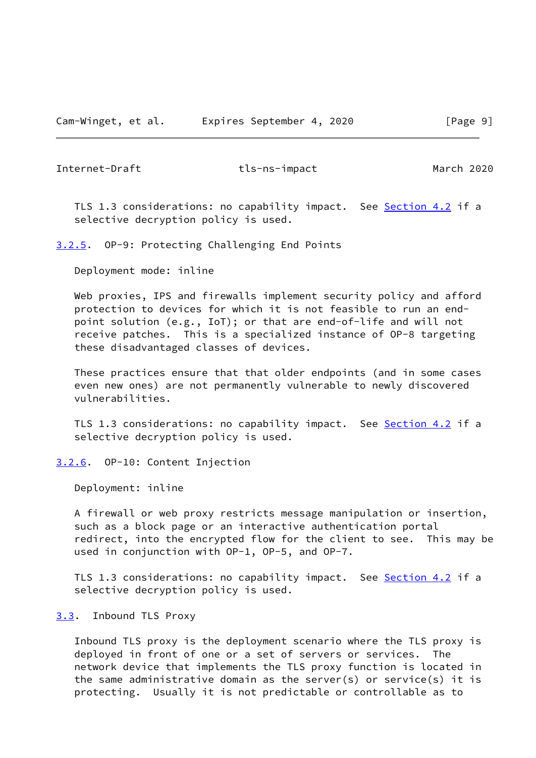TLS 1.3 considerations: no capability impact. See Section 4.2 if a selective decryption policy is used.

### 3.2.5. OP-9: Protecting Challenging End Points

Deployment mode: inline

Web proxies, IPS and firewalls implement security policy and afford protection to devices for which it is not feasible to run an end-point solution (e.g., IoT); or that are end-of-life and will not receive patches. This is a specialized instance of OP-8 targeting these disadvantaged classes of devices.

These practices ensure that that older endpoints (and in some cases even new ones) are not permanently vulnerable to newly discovered vulnerabilities.

TLS 1.3 considerations: no capability impact. See Section 4.2 if a selective decryption policy is used.

### 3.2.6. OP-10: Content Injection

Deployment: inline

A firewall or web proxy restricts message manipulation or insertion, such as a block page or an interactive authentication portal redirect, into the encrypted flow for the client to see. This may be used in conjunction with OP-1, OP-5, and OP-7.

TLS 1.3 considerations: no capability impact. See Section 4.2 if a selective decryption policy is used.

## 3.3. Inbound TLS Proxy

Inbound TLS proxy is the deployment scenario where the TLS proxy is deployed in front of one or a set of servers or services. The network device that implements the TLS proxy function is located in the same administrative domain as the server(s) or service(s) it is protecting. Usually it is not predictable or controllable as to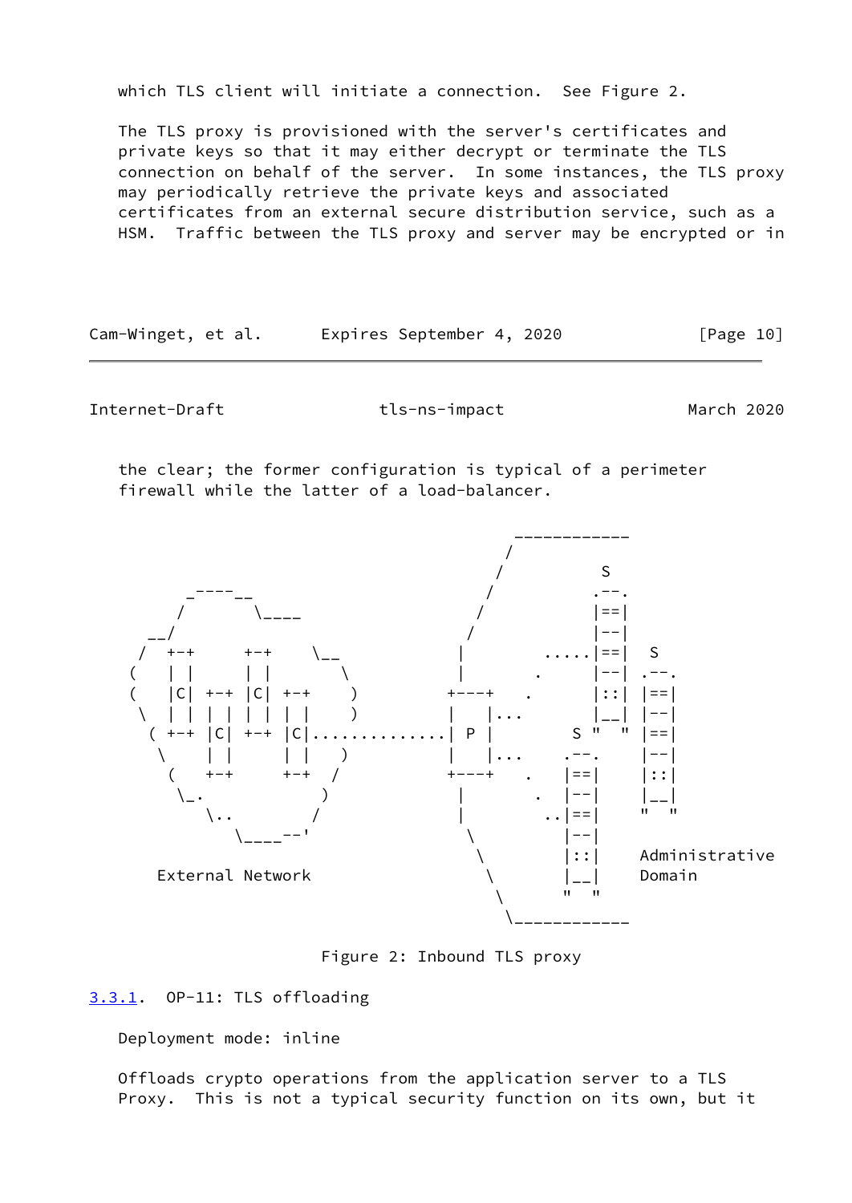which TLS client will initiate a connection. See Figure 2.

The TLS proxy is provisioned with the server's certificates and private keys so that it may either decrypt or terminate the TLS connection on behalf of the server. In some instances, the TLS proxy may periodically retrieve the private keys and associated certificates from an external secure distribution service, such as a HSM. Traffic between the TLS proxy and server may be encrypted or in the clear; the former configuration is typical of a perimeter firewall while the latter of a load-balancer.

```
                                                 ------------
                                                /
                                               /          S
        _----__                               /          .--.
       /       \____                         /           |==|
    __/                                     /            |--|
   /  +-+      +-+    \__                  |       .....|==|  S
  (   | |      | |       \                 |       .     |--| .--.
  (   |C| +-+ |C| +-+     )              +---+   .       |::| |==|
   \  | | | | | | | |     )              |   |...        |__| |--|
    ( +-+ |C| +-+ |C|..............| P |        S "  " |==|
     \    | |      | |    )              |   |...     .--.    |--|
      (   +-+      +-+   /               +---+   .   |==|     |::|
       \_.               )                 |       .  |--|     |__|
          \..           /                  |       ..|==|     "  "
             \____--'                       \         |--|
                                             \        |::|    Administrative
     External Network                         \       |__|    Domain
                                               \      "  "
                                                \___________
```

Figure 2: Inbound TLS proxy

### 3.3.1. OP-11: TLS offloading

Deployment mode: inline

Offloads crypto operations from the application server to a TLS Proxy. This is not a typical security function on its own, but it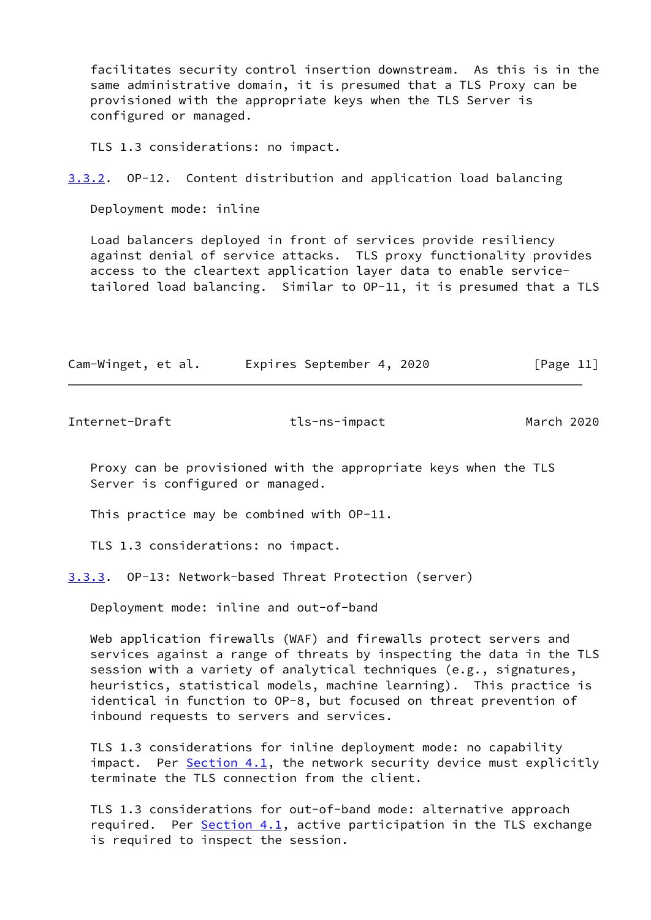facilitates security control insertion downstream. As this is in the same administrative domain, it is presumed that a TLS Proxy can be provisioned with the appropriate keys when the TLS Server is configured or managed.

TLS 1.3 considerations: no impact.

### 3.3.2. OP-12. Content distribution and application load balancing

Deployment mode: inline

Load balancers deployed in front of services provide resiliency against denial of service attacks. TLS proxy functionality provides access to the cleartext application layer data to enable service-tailored load balancing. Similar to OP-11, it is presumed that a TLS Proxy can be provisioned with the appropriate keys when the TLS Server is configured or managed.

This practice may be combined with OP-11.

TLS 1.3 considerations: no impact.

### 3.3.3. OP-13: Network-based Threat Protection (server)

Deployment mode: inline and out-of-band

Web application firewalls (WAF) and firewalls protect servers and services against a range of threats by inspecting the data in the TLS session with a variety of analytical techniques (e.g., signatures, heuristics, statistical models, machine learning). This practice is identical in function to OP-8, but focused on threat prevention of inbound requests to servers and services.

TLS 1.3 considerations for inline deployment mode: no capability impact. Per Section 4.1, the network security device must explicitly terminate the TLS connection from the client.

TLS 1.3 considerations for out-of-band mode: alternative approach required. Per Section 4.1, active participation in the TLS exchange is required to inspect the session.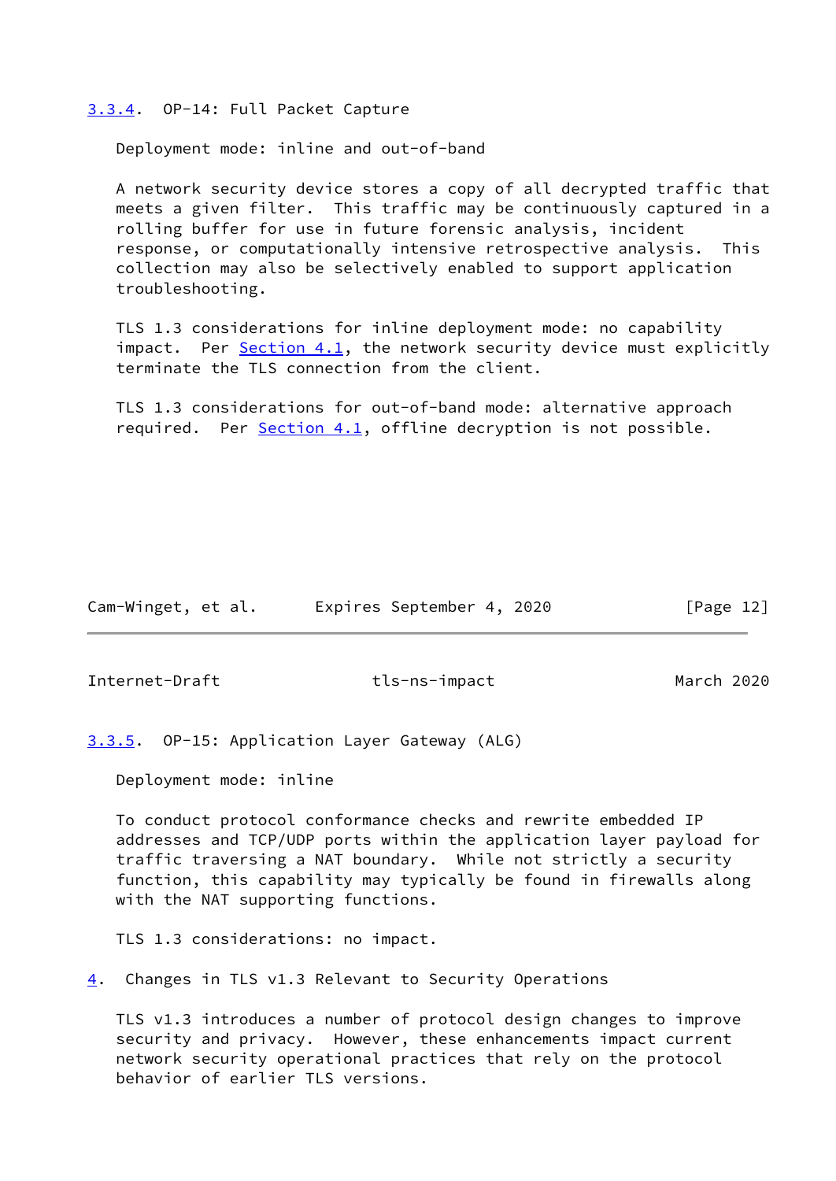### 3.3.4. OP-14: Full Packet Capture

Deployment mode: inline and out-of-band

A network security device stores a copy of all decrypted traffic that meets a given filter. This traffic may be continuously captured in a rolling buffer for use in future forensic analysis, incident response, or computationally intensive retrospective analysis. This collection may also be selectively enabled to support application troubleshooting.

TLS 1.3 considerations for inline deployment mode: no capability impact. Per Section 4.1, the network security device must explicitly terminate the TLS connection from the client.

TLS 1.3 considerations for out-of-band mode: alternative approach required. Per Section 4.1, offline decryption is not possible.

### 3.3.5. OP-15: Application Layer Gateway (ALG)

Deployment mode: inline

To conduct protocol conformance checks and rewrite embedded IP addresses and TCP/UDP ports within the application layer payload for traffic traversing a NAT boundary. While not strictly a security function, this capability may typically be found in firewalls along with the NAT supporting functions.

TLS 1.3 considerations: no impact.

## 4. Changes in TLS v1.3 Relevant to Security Operations

TLS v1.3 introduces a number of protocol design changes to improve security and privacy. However, these enhancements impact current network security operational practices that rely on the protocol behavior of earlier TLS versions.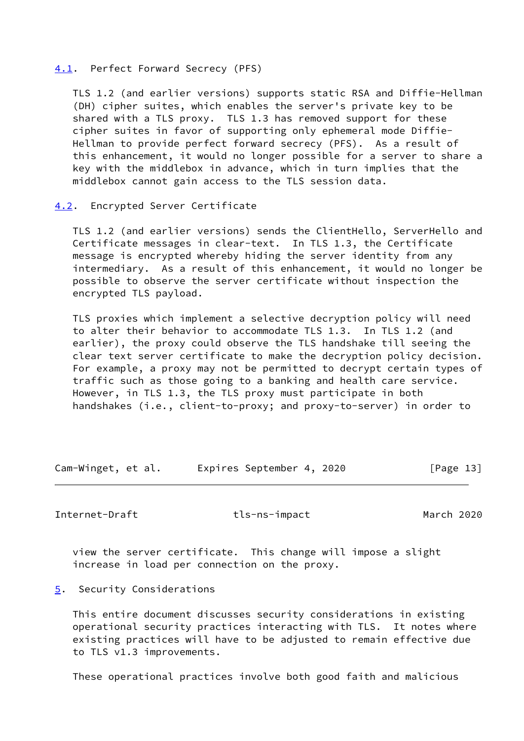### 4.1. Perfect Forward Secrecy (PFS)

TLS 1.2 (and earlier versions) supports static RSA and Diffie-Hellman (DH) cipher suites, which enables the server's private key to be shared with a TLS proxy. TLS 1.3 has removed support for these cipher suites in favor of supporting only ephemeral mode Diffie-Hellman to provide perfect forward secrecy (PFS). As a result of this enhancement, it would no longer possible for a server to share a key with the middlebox in advance, which in turn implies that the middlebox cannot gain access to the TLS session data.

### 4.2. Encrypted Server Certificate

TLS 1.2 (and earlier versions) sends the ClientHello, ServerHello and Certificate messages in clear-text. In TLS 1.3, the Certificate message is encrypted whereby hiding the server identity from any intermediary. As a result of this enhancement, it would no longer be possible to observe the server certificate without inspection the encrypted TLS payload.

TLS proxies which implement a selective decryption policy will need to alter their behavior to accommodate TLS 1.3. In TLS 1.2 (and earlier), the proxy could observe the TLS handshake till seeing the clear text server certificate to make the decryption policy decision. For example, a proxy may not be permitted to decrypt certain types of traffic such as those going to a banking and health care service. However, in TLS 1.3, the TLS proxy must participate in both handshakes (i.e., client-to-proxy; and proxy-to-server) in order to view the server certificate. This change will impose a slight increase in load per connection on the proxy.

## 5. Security Considerations

This entire document discusses security considerations in existing operational security practices interacting with TLS. It notes where existing practices will have to be adjusted to remain effective due to TLS v1.3 improvements.

These operational practices involve both good faith and malicious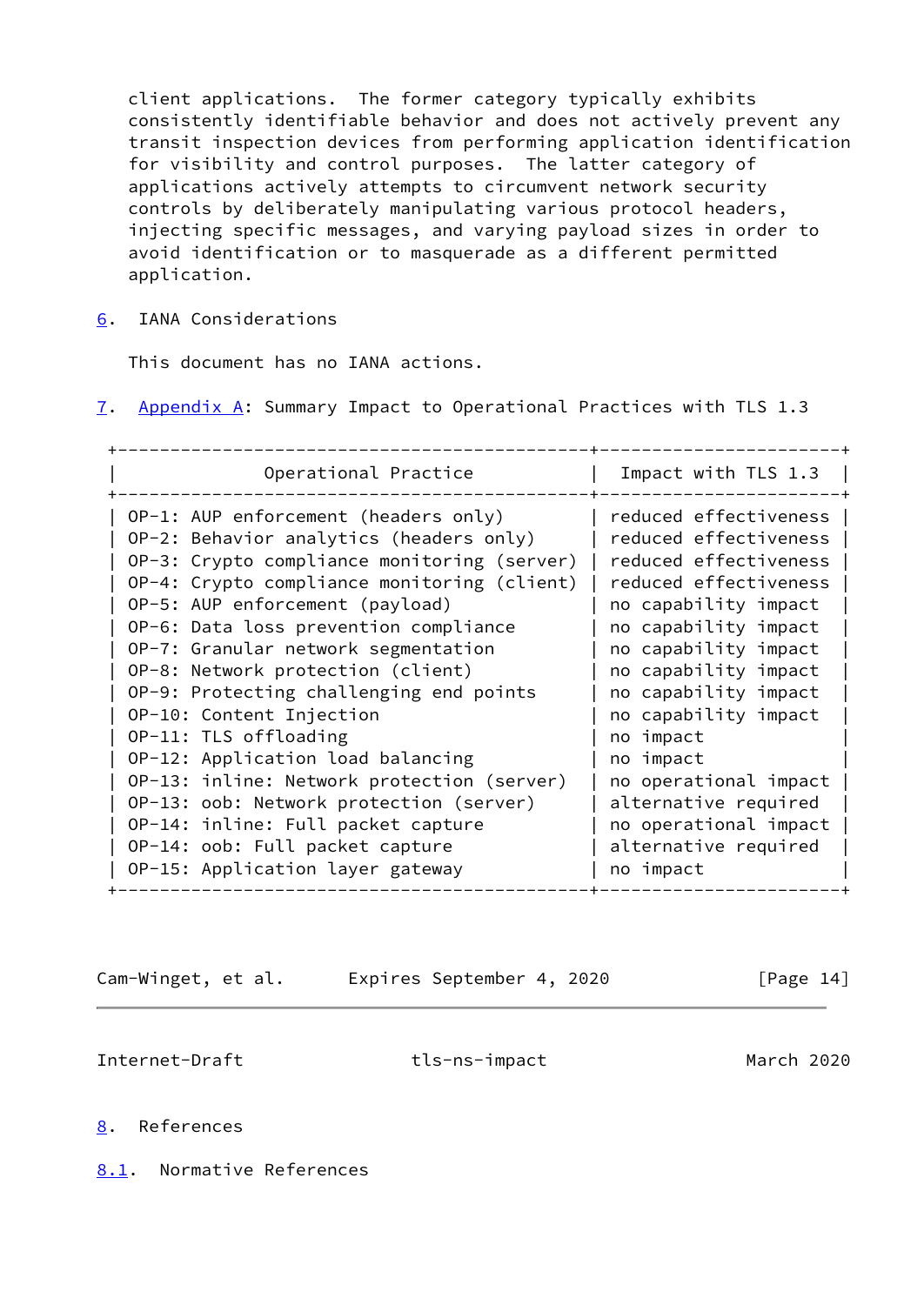client applications. The former category typically exhibits consistently identifiable behavior and does not actively prevent any transit inspection devices from performing application identification for visibility and control purposes. The latter category of applications actively attempts to circumvent network security controls by deliberately manipulating various protocol headers, injecting specific messages, and varying payload sizes in order to avoid identification or to masquerade as a different permitted application.

## 6. IANA Considerations

This document has no IANA actions.

## 7. Appendix A: Summary Impact to Operational Practices with TLS 1.3

| Operational Practice | Impact with TLS 1.3 |
|---|---|
| OP-1: AUP enforcement (headers only) | reduced effectiveness |
| OP-2: Behavior analytics (headers only) | reduced effectiveness |
| OP-3: Crypto compliance monitoring (server) | reduced effectiveness |
| OP-4: Crypto compliance monitoring (client) | reduced effectiveness |
| OP-5: AUP enforcement (payload) | no capability impact |
| OP-6: Data loss prevention compliance | no capability impact |
| OP-7: Granular network segmentation | no capability impact |
| OP-8: Network protection (client) | no capability impact |
| OP-9: Protecting challenging end points | no capability impact |
| OP-10: Content Injection | no capability impact |
| OP-11: TLS offloading | no impact |
| OP-12: Application load balancing | no impact |
| OP-13: inline: Network protection (server) | no operational impact |
| OP-13: oob: Network protection (server) | alternative required |
| OP-14: inline: Full packet capture | no operational impact |
| OP-14: oob: Full packet capture | alternative required |
| OP-15: Application layer gateway | no impact |

## 8. References

### 8.1. Normative References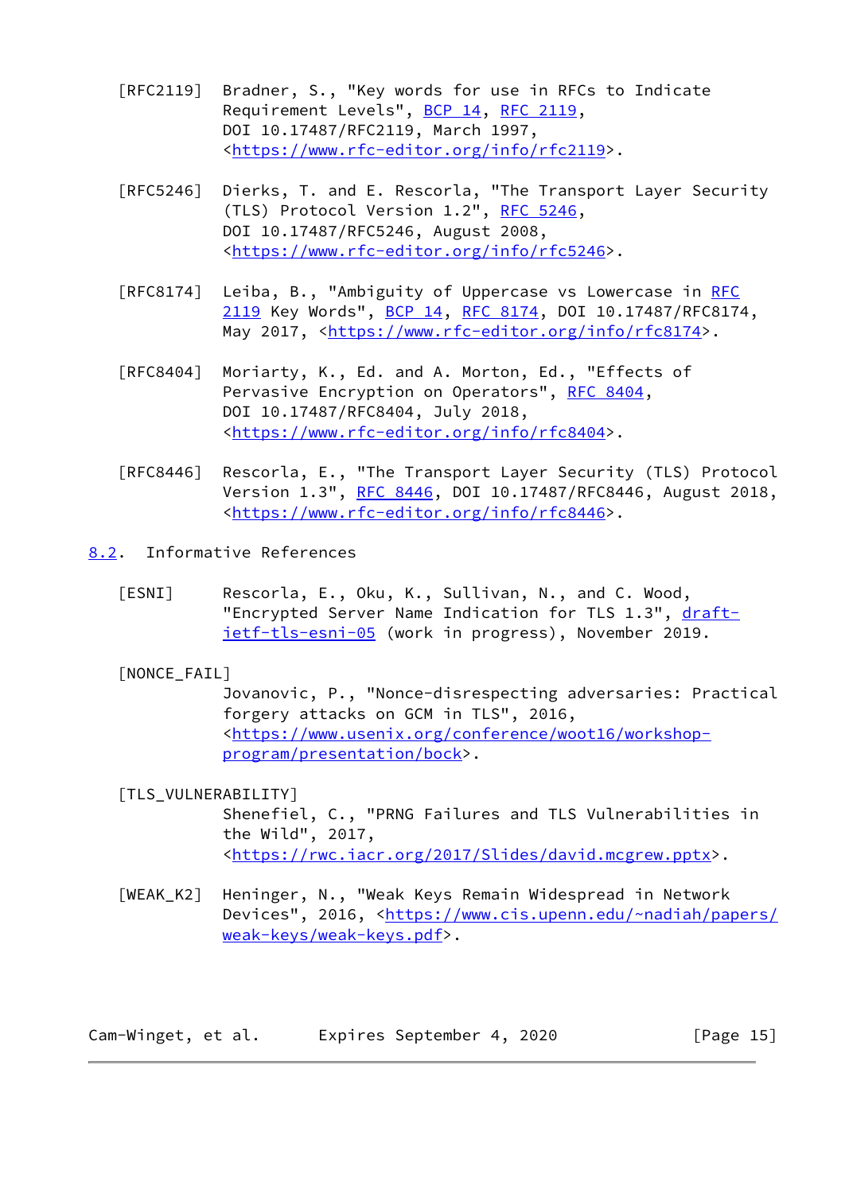[RFC2119] Bradner, S., "Key words for use in RFCs to Indicate Requirement Levels", BCP 14, RFC 2119, DOI 10.17487/RFC2119, March 1997, <https://www.rfc-editor.org/info/rfc2119>.

[RFC5246] Dierks, T. and E. Rescorla, "The Transport Layer Security (TLS) Protocol Version 1.2", RFC 5246, DOI 10.17487/RFC5246, August 2008, <https://www.rfc-editor.org/info/rfc5246>.

[RFC8174] Leiba, B., "Ambiguity of Uppercase vs Lowercase in RFC 2119 Key Words", BCP 14, RFC 8174, DOI 10.17487/RFC8174, May 2017, <https://www.rfc-editor.org/info/rfc8174>.

[RFC8404] Moriarty, K., Ed. and A. Morton, Ed., "Effects of Pervasive Encryption on Operators", RFC 8404, DOI 10.17487/RFC8404, July 2018, <https://www.rfc-editor.org/info/rfc8404>.

[RFC8446] Rescorla, E., "The Transport Layer Security (TLS) Protocol Version 1.3", RFC 8446, DOI 10.17487/RFC8446, August 2018, <https://www.rfc-editor.org/info/rfc8446>.

## 8.2. Informative References

[ESNI] Rescorla, E., Oku, K., Sullivan, N., and C. Wood, "Encrypted Server Name Indication for TLS 1.3", draft-ietf-tls-esni-05 (work in progress), November 2019.

[NONCE_FAIL] Jovanovic, P., "Nonce-disrespecting adversaries: Practical forgery attacks on GCM in TLS", 2016, <https://www.usenix.org/conference/woot16/workshop-program/presentation/bock>.

[TLS_VULNERABILITY] Shenefiel, C., "PRNG Failures and TLS Vulnerabilities in the Wild", 2017, <https://rwc.iacr.org/2017/Slides/david.mcgrew.pptx>.

[WEAK_K2] Heninger, N., "Weak Keys Remain Widespread in Network Devices", 2016, <https://www.cis.upenn.edu/~nadiah/papers/weak-keys/weak-keys.pdf>.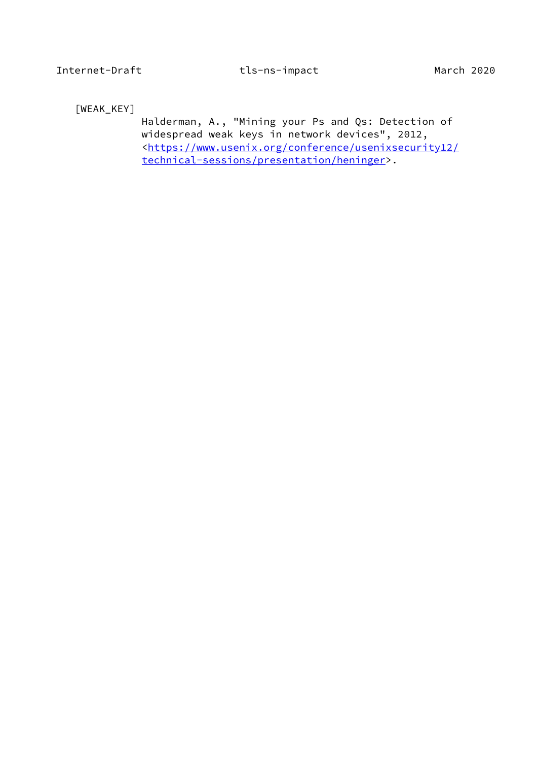[WEAK_KEY]
Halderman, A., "Mining your Ps and Qs: Detection of widespread weak keys in network devices", 2012, <https://www.usenix.org/conference/usenixsecurity12/technical-sessions/presentation/heninger>.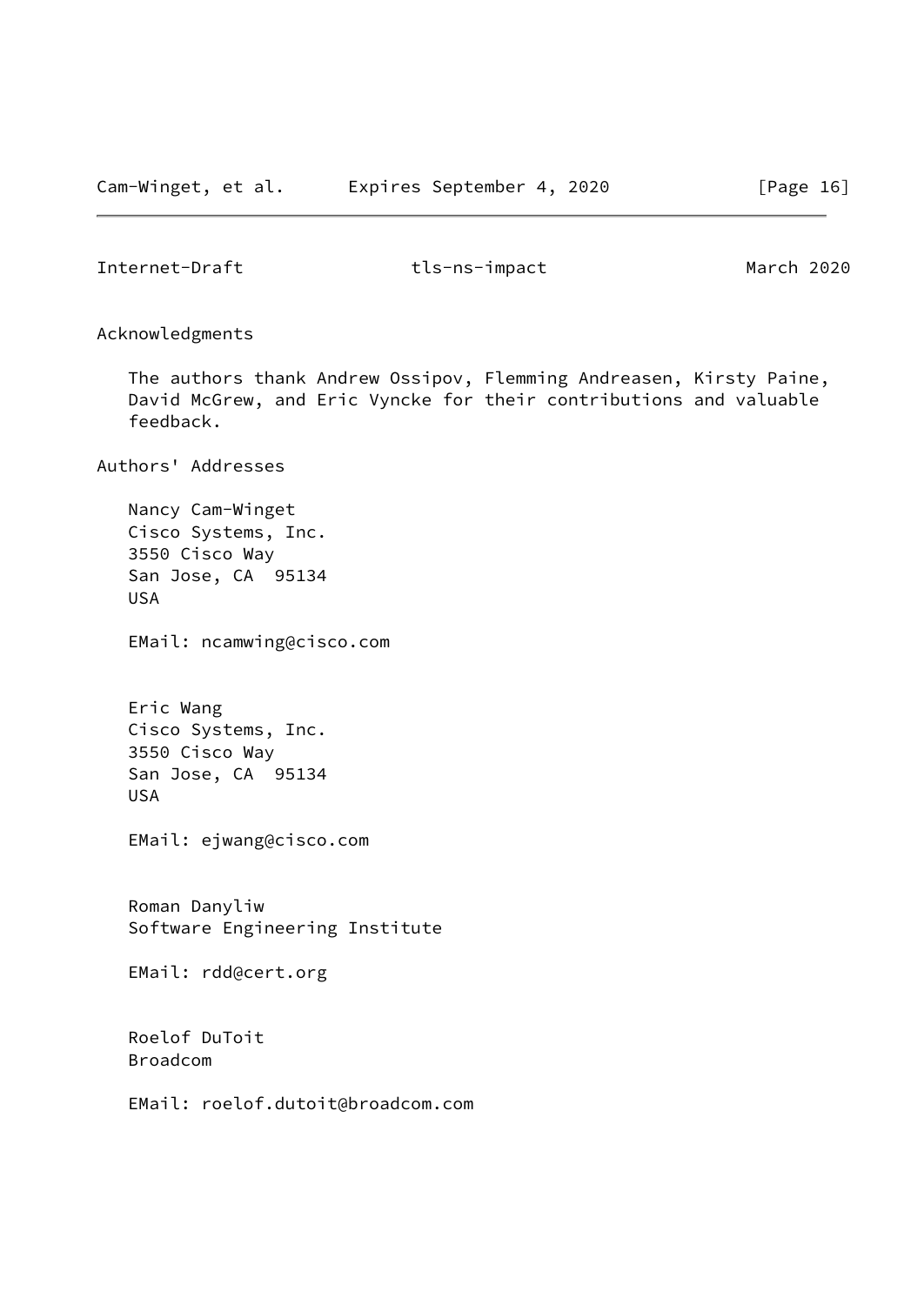## Acknowledgments

The authors thank Andrew Ossipov, Flemming Andreasen, Kirsty Paine, David McGrew, and Eric Vyncke for their contributions and valuable feedback.

## Authors' Addresses

Nancy Cam-Winget
Cisco Systems, Inc.
3550 Cisco Way
San Jose, CA 95134
USA

EMail: ncamwing@cisco.com

Eric Wang
Cisco Systems, Inc.
3550 Cisco Way
San Jose, CA 95134
USA

EMail: ejwang@cisco.com

Roman Danyliw
Software Engineering Institute

EMail: rdd@cert.org

Roelof DuToit
Broadcom

EMail: roelof.dutoit@broadcom.com